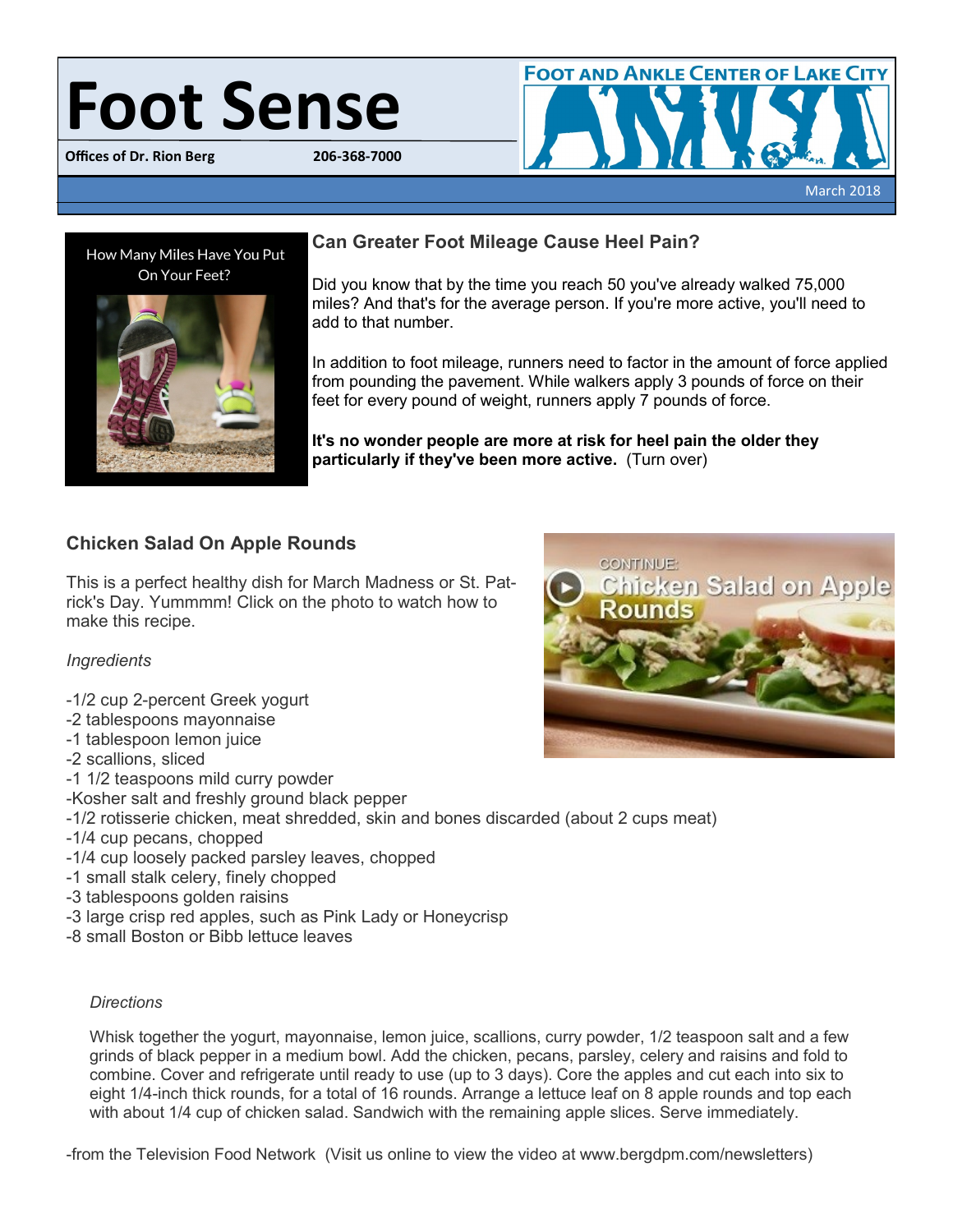# Foot Sense

**Offices of Dr. Rion Berg** **206-368-7000**

FOOT AND ANKLE CENTER OF LAKE CITY

March 2018

How Many Miles Have You Put On Your Feet?

## Can Greater Foot Mileage Cause Heel Pain?

Did you know that by the time you reach 50 you've already walked 75,000 miles? And that's for the average person. If you're more active, you'll need to add to that number.

In addition to foot mileage, runners need to factor in the amount of force applied from pounding the pavement. While walkers apply 3 pounds of force on their feet for every pound of weight, runners apply 7 pounds of force.

**It's no wonder people are more at risk for heel pain the older they particularly if they've been more active.** (Turn over)

## Chicken Salad On Apple Rounds

This is a perfect healthy dish for March Madness or St. Patrick's Day. Yummmm! Click on the photo to watch how to make this recipe.

*Ingredients*

- -1/2 cup 2-percent Greek yogurt
- -2 tablespoons mayonnaise
- -1 tablespoon lemon juice
- -2 scallions, sliced
- -1 1/2 teaspoons mild curry powder
- -Kosher salt and freshly ground black pepper
- -1/2 rotisserie chicken, meat shredded, skin and bones discarded (about 2 cups meat)
- -1/4 cup pecans, chopped
- -1/4 cup loosely packed parsley leaves, chopped
- -1 small stalk celery, finely chopped
- -3 tablespoons golden raisins
- -3 large crisp red apples, such as Pink Lady or Honeycrisp
- -8 small Boston or Bibb lettuce leaves

*Directions*

Whisk together the yogurt, mayonnaise, lemon juice, scallions, curry powder, 1/2 teaspoon salt and a few grinds of black pepper in a medium bowl. Add the chicken, pecans, parsley, celery and raisins and fold to combine. Cover and refrigerate until ready to use (up to 3 days). Core the apples and cut each into six to eight 1/4-inch thick rounds, for a total of 16 rounds. Arrange a lettuce leaf on 8 apple rounds and top each with about 1/4 cup of chicken salad. Sandwich with the remaining apple slices. Serve immediately.

-from the Television Food Network (Visit us online to view the video at www.bergdpm.com/newsletters)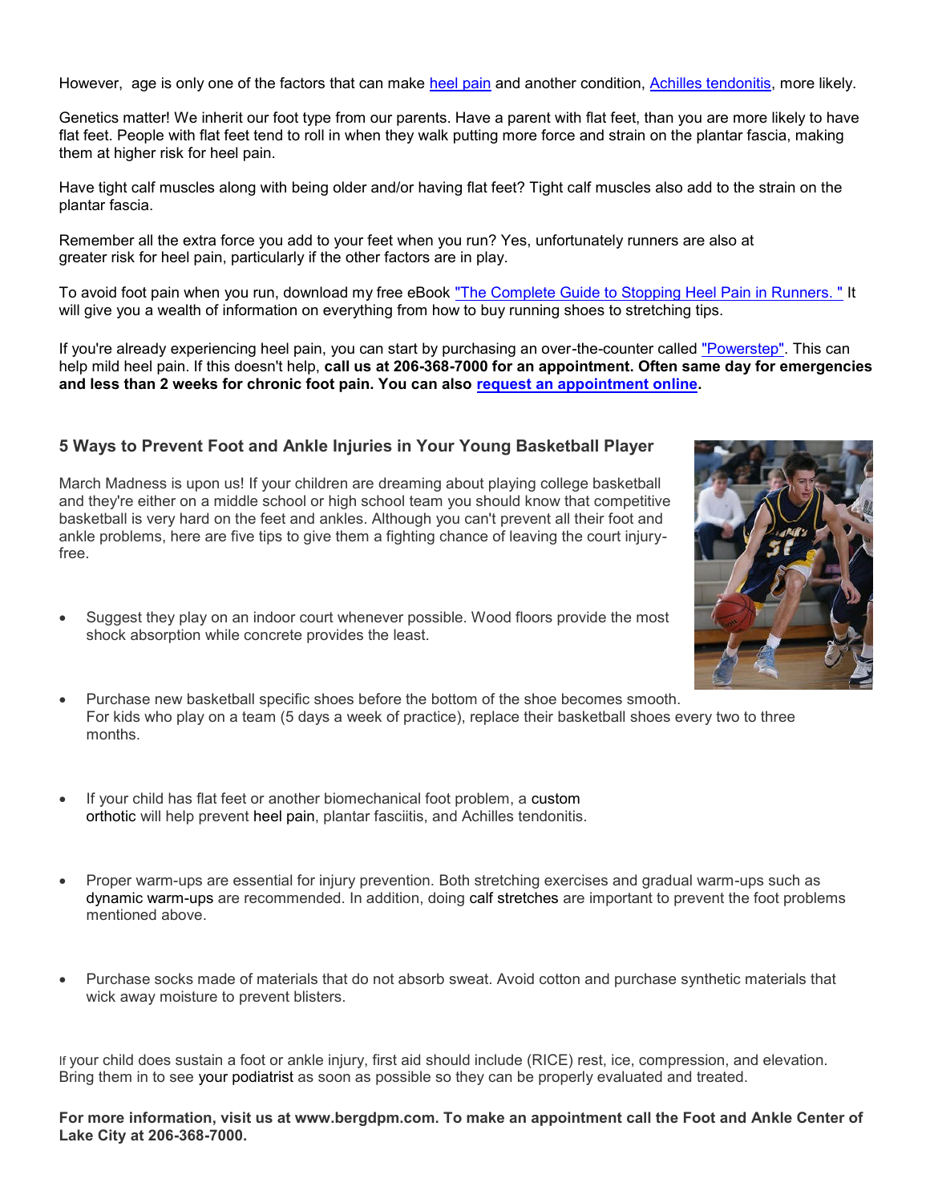However, age is only one of the factors that can make heel pain and another condition, Achilles tendonitis, more likely.

Genetics matter! We inherit our foot type from our parents. Have a parent with flat feet, than you are more likely to have flat feet. People with flat feet tend to roll in when they walk putting more force and strain on the plantar fascia, making them at higher risk for heel pain.

Have tight calf muscles along with being older and/or having flat feet? Tight calf muscles also add to the strain on the plantar fascia.

Remember all the extra force you add to your feet when you run? Yes, unfortunately runners are also at greater risk for heel pain, particularly if the other factors are in play.

To avoid foot pain when you run, download my free eBook "The Complete Guide to Stopping Heel Pain in Runners. " It will give you a wealth of information on everything from how to buy running shoes to stretching tips.

If you're already experiencing heel pain, you can start by purchasing an over-the-counter called "Powerstep". This can help mild heel pain. If this doesn't help, **call us at 206-368-7000 for an appointment. Often same day for emergencies and less than 2 weeks for chronic foot pain. You can also request an appointment online.**

### 5 Ways to Prevent Foot and Ankle Injuries in Your Young Basketball Player

March Madness is upon us! If your children are dreaming about playing college basketball and they're either on a middle school or high school team you should know that competitive basketball is very hard on the feet and ankles. Although you can't prevent all their foot and ankle problems, here are five tips to give them a fighting chance of leaving the court injury-free.

- Suggest they play on an indoor court whenever possible. Wood floors provide the most shock absorption while concrete provides the least.
- Purchase new basketball specific shoes before the bottom of the shoe becomes smooth. For kids who play on a team (5 days a week of practice), replace their basketball shoes every two to three months.
- If your child has flat feet or another biomechanical foot problem, a custom orthotic will help prevent heel pain, plantar fasciitis, and Achilles tendonitis.
- Proper warm-ups are essential for injury prevention. Both stretching exercises and gradual warm-ups such as dynamic warm-ups are recommended. In addition, doing calf stretches are important to prevent the foot problems mentioned above.
- Purchase socks made of materials that do not absorb sweat. Avoid cotton and purchase synthetic materials that wick away moisture to prevent blisters.

If your child does sustain a foot or ankle injury, first aid should include (RICE) rest, ice, compression, and elevation. Bring them in to see your podiatrist as soon as possible so they can be properly evaluated and treated.

**For more information, visit us at www.bergdpm.com. To make an appointment call the Foot and Ankle Center of Lake City at 206-368-7000.**